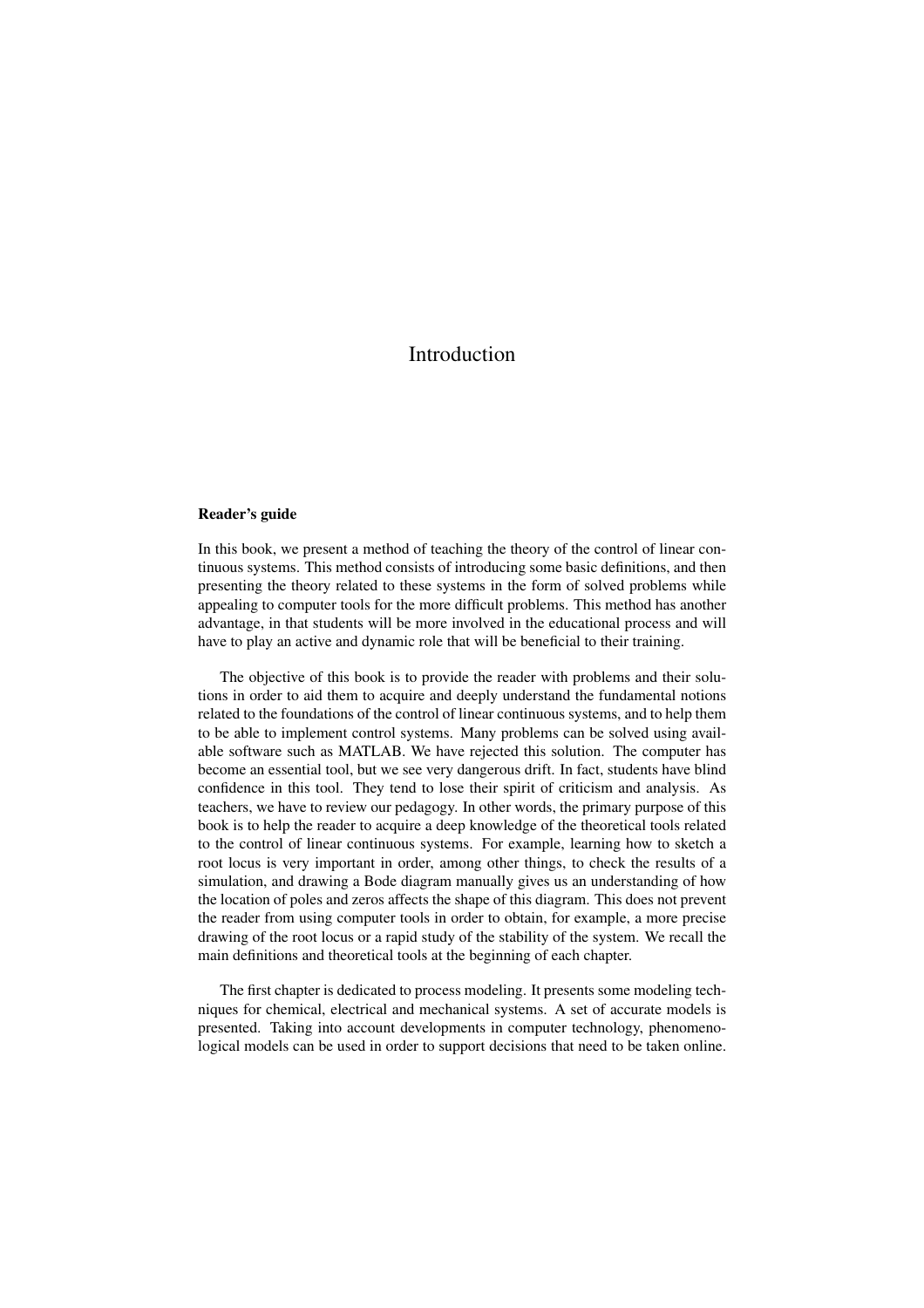# Introduction

### Reader's guide

In this book, we present a method of teaching the theory of the control of linear continuous systems. This method consists of introducing some basic definitions, and then presenting the theory related to these systems in the form of solved problems while appealing to computer tools for the more difficult problems. This method has another advantage, in that students will be more involved in the educational process and will have to play an active and dynamic role that will be beneficial to their training.

The objective of this book is to provide the reader with problems and their solutions in order to aid them to acquire and deeply understand the fundamental notions related to the foundations of the control of linear continuous systems, and to help them to be able to implement control systems. Many problems can be solved using available software such as MATLAB. We have rejected this solution. The computer has become an essential tool, but we see very dangerous drift. In fact, students have blind confidence in this tool. They tend to lose their spirit of criticism and analysis. As teachers, we have to review our pedagogy. In other words, the primary purpose of this book is to help the reader to acquire a deep knowledge of the theoretical tools related to the control of linear continuous systems. For example, learning how to sketch a root locus is very important in order, among other things, to check the results of a simulation, and drawing a Bode diagram manually gives us an understanding of how the location of poles and zeros affects the shape of this diagram. This does not prevent the reader from using computer tools in order to obtain, for example, a more precise drawing of the root locus or a rapid study of the stability of the system. We recall the main definitions and theoretical tools at the beginning of each chapter.

The first chapter is dedicated to process modeling. It presents some modeling techniques for chemical, electrical and mechanical systems. A set of accurate models is presented. Taking into account developments in computer technology, phenomenological models can be used in order to support decisions that need to be taken online.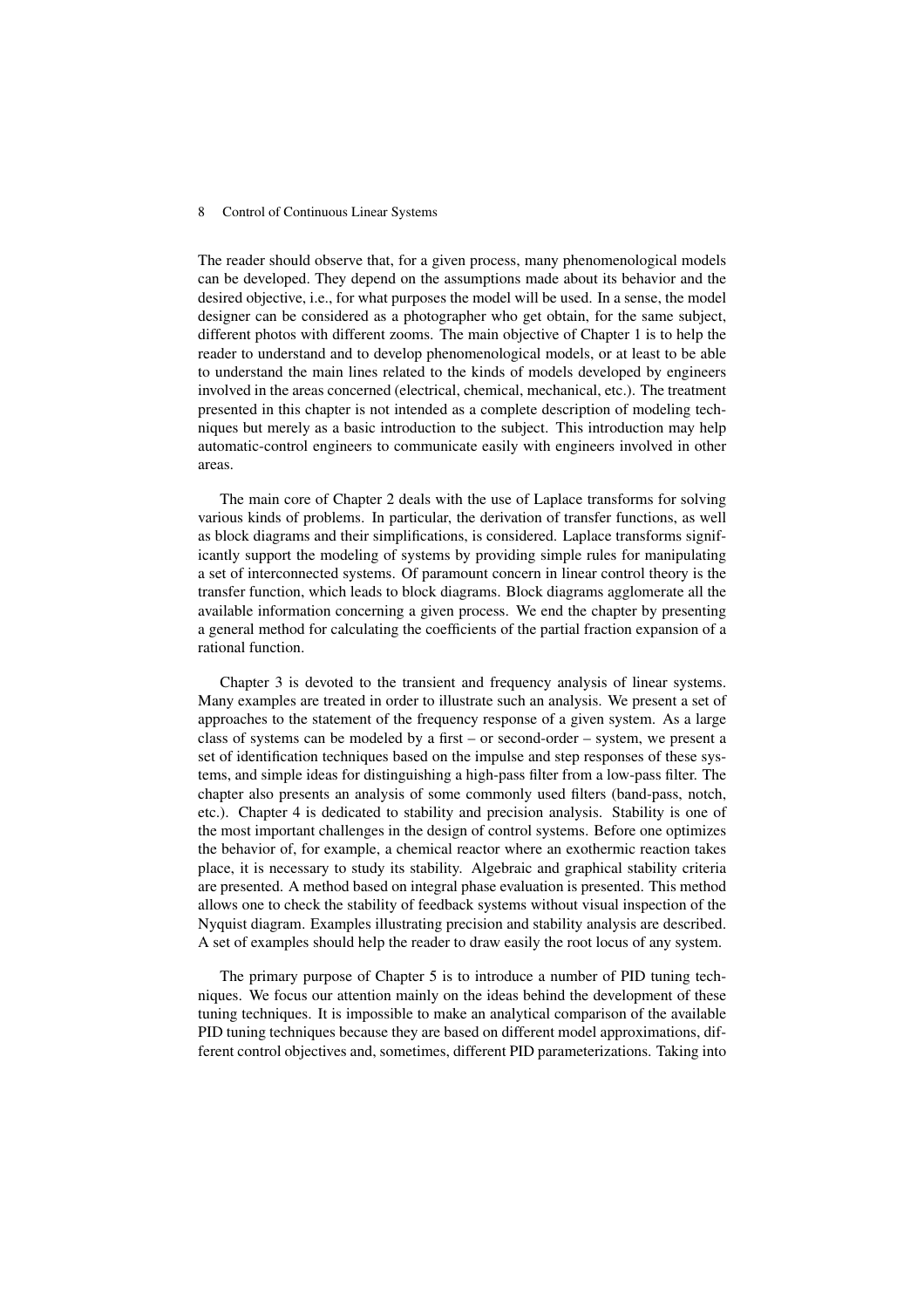The reader should observe that, for a given process, many phenomenological models can be developed. They depend on the assumptions made about its behavior and the desired objective, i.e., for what purposes the model will be used. In a sense, the model designer can be considered as a photographer who get obtain, for the same subject, different photos with different zooms. The main objective of Chapter 1 is to help the reader to understand and to develop phenomenological models, or at least to be able to understand the main lines related to the kinds of models developed by engineers involved in the areas concerned (electrical, chemical, mechanical, etc.). The treatment presented in this chapter is not intended as a complete description of modeling techniques but merely as a basic introduction to the subject. This introduction may help automatic-control engineers to communicate easily with engineers involved in other areas.

The main core of Chapter 2 deals with the use of Laplace transforms for solving various kinds of problems. In particular, the derivation of transfer functions, as well as block diagrams and their simplifications, is considered. Laplace transforms significantly support the modeling of systems by providing simple rules for manipulating a set of interconnected systems. Of paramount concern in linear control theory is the transfer function, which leads to block diagrams. Block diagrams agglomerate all the available information concerning a given process. We end the chapter by presenting a general method for calculating the coefficients of the partial fraction expansion of a rational function.

Chapter 3 is devoted to the transient and frequency analysis of linear systems. Many examples are treated in order to illustrate such an analysis. We present a set of approaches to the statement of the frequency response of a given system. As a large class of systems can be modeled by a first – or second-order – system, we present a set of identification techniques based on the impulse and step responses of these systems, and simple ideas for distinguishing a high-pass filter from a low-pass filter. The chapter also presents an analysis of some commonly used filters (band-pass, notch, etc.). Chapter 4 is dedicated to stability and precision analysis. Stability is one of the most important challenges in the design of control systems. Before one optimizes the behavior of, for example, a chemical reactor where an exothermic reaction takes place, it is necessary to study its stability. Algebraic and graphical stability criteria are presented. A method based on integral phase evaluation is presented. This method allows one to check the stability of feedback systems without visual inspection of the Nyquist diagram. Examples illustrating precision and stability analysis are described. A set of examples should help the reader to draw easily the root locus of any system.

The primary purpose of Chapter 5 is to introduce a number of PID tuning techniques. We focus our attention mainly on the ideas behind the development of these tuning techniques. It is impossible to make an analytical comparison of the available PID tuning techniques because they are based on different model approximations, different control objectives and, sometimes, different PID parameterizations. Taking into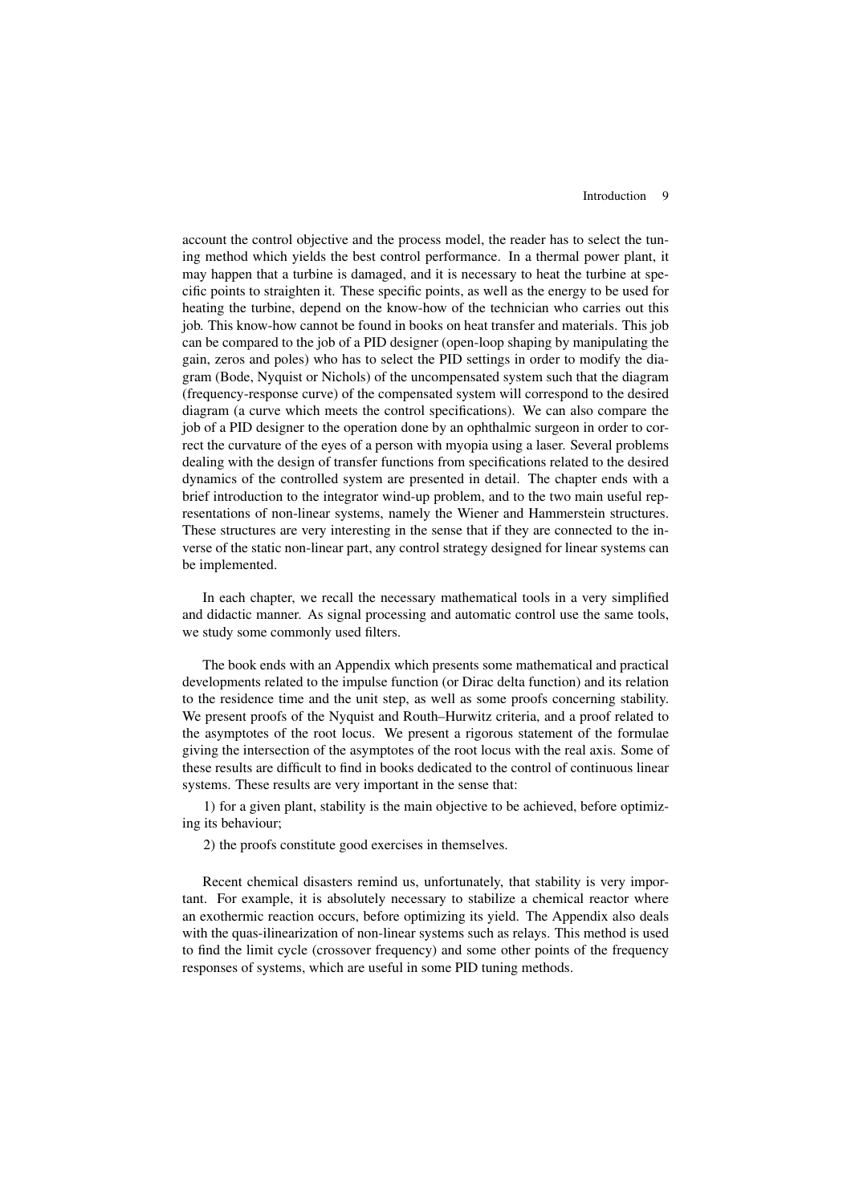account the control objective and the process model, the reader has to select the tuning method which yields the best control performance. In a thermal power plant, it may happen that a turbine is damaged, and it is necessary to heat the turbine at specific points to straighten it. These specific points, as well as the energy to be used for heating the turbine, depend on the know-how of the technician who carries out this job. This know-how cannot be found in books on heat transfer and materials. This job can be compared to the job of a PID designer (open-loop shaping by manipulating the gain, zeros and poles) who has to select the PID settings in order to modify the diagram (Bode, Nyquist or Nichols) of the uncompensated system such that the diagram (frequency-response curve) of the compensated system will correspond to the desired diagram (a curve which meets the control specifications). We can also compare the job of a PID designer to the operation done by an ophthalmic surgeon in order to correct the curvature of the eyes of a person with myopia using a laser. Several problems dealing with the design of transfer functions from specifications related to the desired dynamics of the controlled system are presented in detail. The chapter ends with a brief introduction to the integrator wind-up problem, and to the two main useful representations of non-linear systems, namely the Wiener and Hammerstein structures. These structures are very interesting in the sense that if they are connected to the inverse of the static non-linear part, any control strategy designed for linear systems can be implemented.

In each chapter, we recall the necessary mathematical tools in a very simplified and didactic manner. As signal processing and automatic control use the same tools, we study some commonly used filters.

The book ends with an Appendix which presents some mathematical and practical developments related to the impulse function (or Dirac delta function) and its relation to the residence time and the unit step, as well as some proofs concerning stability. We present proofs of the Nyquist and Routh–Hurwitz criteria, and a proof related to the asymptotes of the root locus. We present a rigorous statement of the formulae giving the intersection of the asymptotes of the root locus with the real axis. Some of these results are difficult to find in books dedicated to the control of continuous linear systems. These results are very important in the sense that:

1) for a given plant, stability is the main objective to be achieved, before optimizing its behaviour;

2) the proofs constitute good exercises in themselves.

Recent chemical disasters remind us, unfortunately, that stability is very important. For example, it is absolutely necessary to stabilize a chemical reactor where an exothermic reaction occurs, before optimizing its yield. The Appendix also deals with the quas-ilinearization of non-linear systems such as relays. This method is used to find the limit cycle (crossover frequency) and some other points of the frequency responses of systems, which are useful in some PID tuning methods.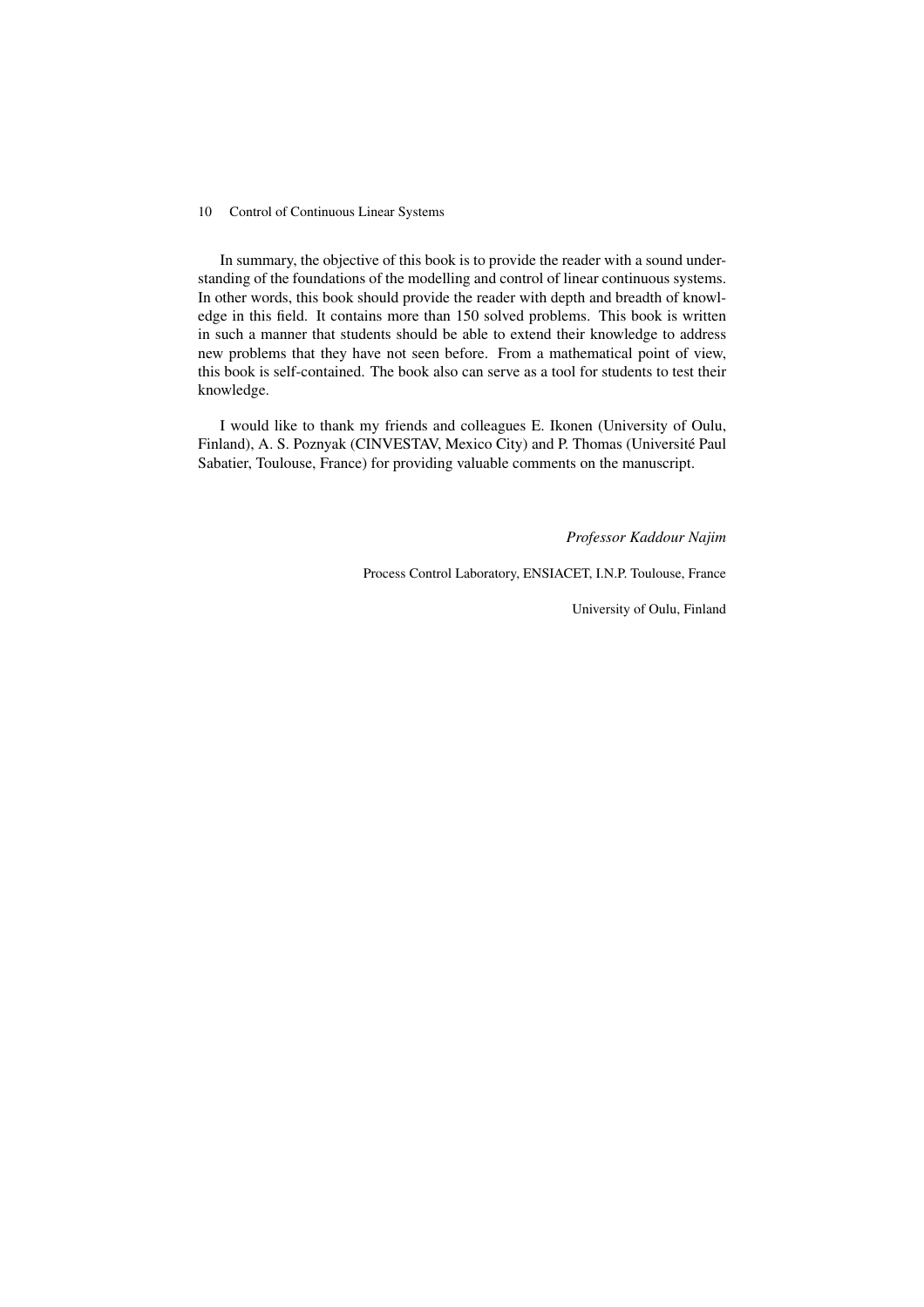In summary, the objective of this book is to provide the reader with a sound understanding of the foundations of the modelling and control of linear continuous systems. In other words, this book should provide the reader with depth and breadth of knowledge in this field. It contains more than 150 solved problems. This book is written in such a manner that students should be able to extend their knowledge to address new problems that they have not seen before. From a mathematical point of view, this book is self-contained. The book also can serve as a tool for students to test their knowledge.

I would like to thank my friends and colleagues E. Ikonen (University of Oulu, Finland), A. S. Poznyak (CINVESTAV, Mexico City) and P. Thomas (Université Paul Sabatier, Toulouse, France) for providing valuable comments on the manuscript.

*Professor Kaddour Najim*

Process Control Laboratory, ENSIACET, I.N.P. Toulouse, France

University of Oulu, Finland